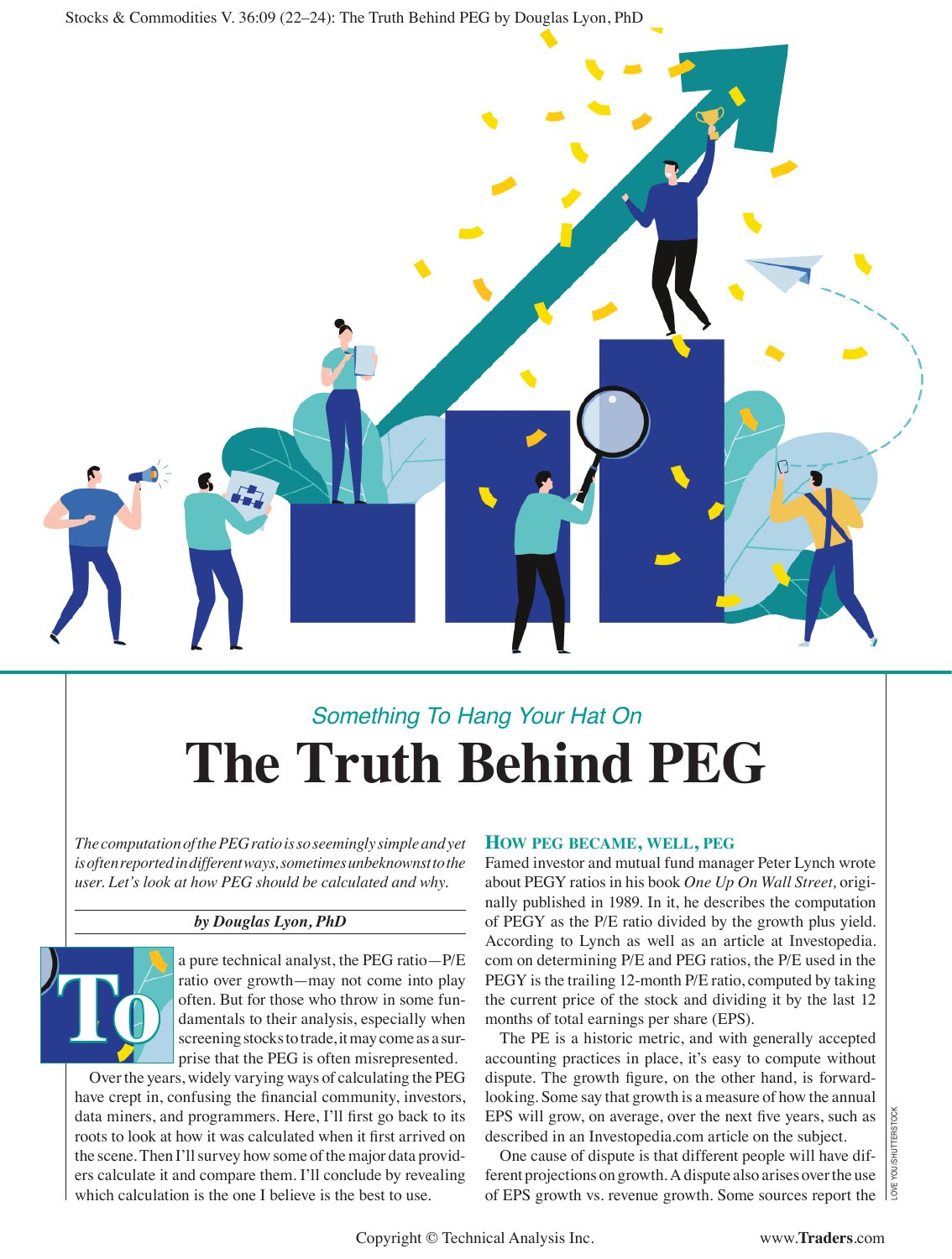## Something To Hang Your Hat On

# The Truth Behind PEG

*The computation of the PEG ratio is so seemingly simple and yet is often reported in different ways, sometimes unbeknownst to the user. Let's look at how PEG should be calculated and why.*

**by Douglas Lyon, PhD**

To a pure technical analyst, the PEG ratio—P/E ratio over growth—may not come into play often. But for those who throw in some fundamentals to their analysis, especially when screening stocks to trade, it may come as a surprise that the PEG is often misrepresented.

Over the years, widely varying ways of calculating the PEG have crept in, confusing the financial community, investors, data miners, and programmers. Here, I'll first go back to its roots to look at how it was calculated when it first arrived on the scene. Then I'll survey how some of the major data providers calculate it and compare them. I'll conclude by revealing which calculation is the one I believe is the best to use.

### HOW PEG BECAME, WELL, PEG

Famed investor and mutual fund manager Peter Lynch wrote about PEGY ratios in his book *One Up On Wall Street,* originally published in 1989. In it, he describes the computation of PEGY as the P/E ratio divided by the growth plus yield. According to Lynch as well as an article at Investopedia.com on determining P/E and PEG ratios, the P/E used in the PEGY is the trailing 12-month P/E ratio, computed by taking the current price of the stock and dividing it by the last 12 months of total earnings per share (EPS).

The PE is a historic metric, and with generally accepted accounting practices in place, it's easy to compute without dispute. The growth figure, on the other hand, is forward-looking. Some say that growth is a measure of how the annual EPS will grow, on average, over the next five years, such as described in an Investopedia.com article on the subject.

One cause of dispute is that different people will have different projections on growth. A dispute also arises over the use of EPS growth vs. revenue growth. Some sources report the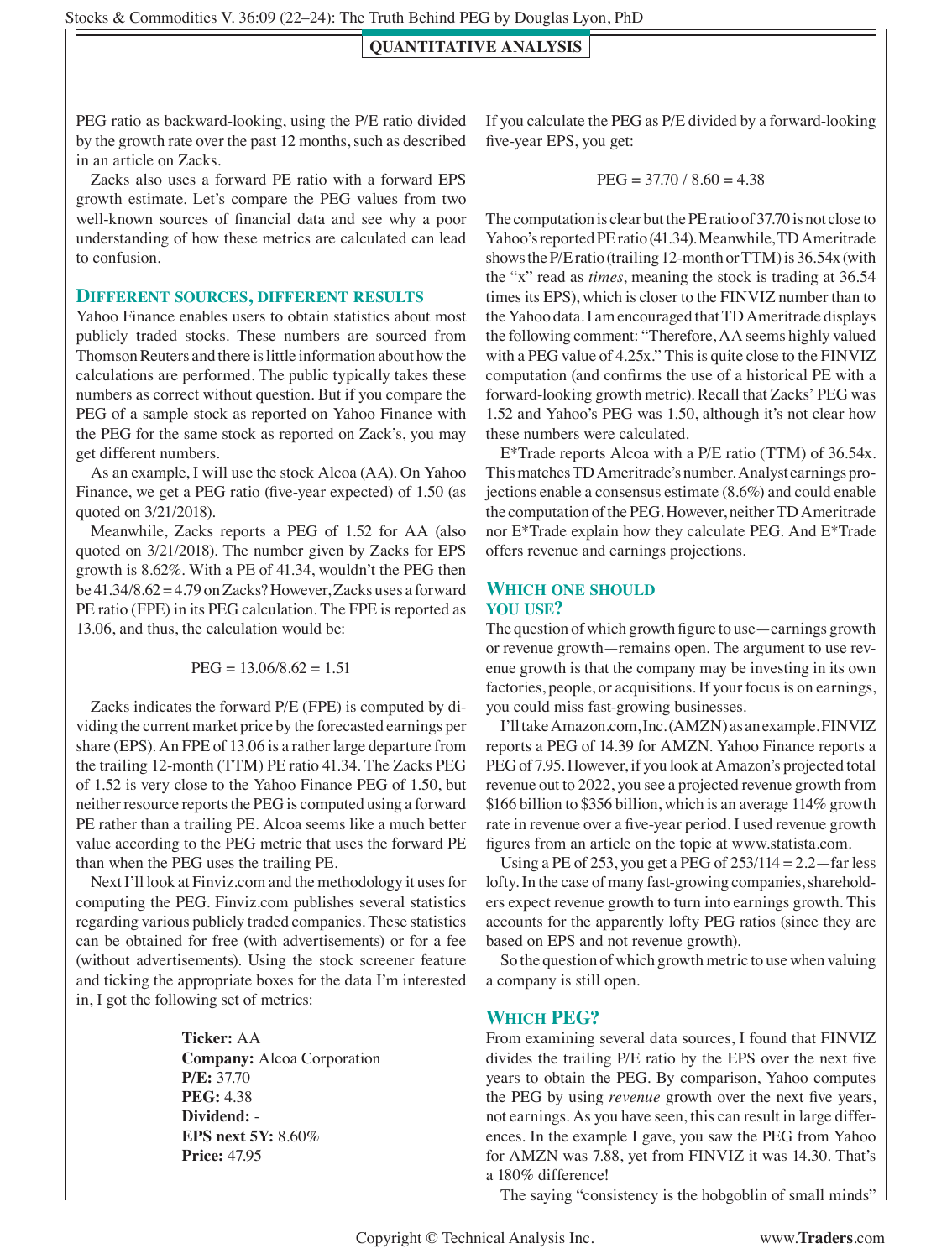PEG ratio as backward-looking, using the P/E ratio divided by the growth rate over the past 12 months, such as described in an article on Zacks.

Zacks also uses a forward PE ratio with a forward EPS growth estimate. Let's compare the PEG values from two well-known sources of financial data and see why a poor understanding of how these metrics are calculated can lead to confusion.

## Different sources, different results

Yahoo Finance enables users to obtain statistics about most publicly traded stocks. These numbers are sourced from Thomson Reuters and there is little information about how the calculations are performed. The public typically takes these numbers as correct without question. But if you compare the PEG of a sample stock as reported on Yahoo Finance with the PEG for the same stock as reported on Zack's, you may get different numbers.

As an example, I will use the stock Alcoa (AA). On Yahoo Finance, we get a PEG ratio (five-year expected) of 1.50 (as quoted on 3/21/2018).

Meanwhile, Zacks reports a PEG of 1.52 for AA (also quoted on 3/21/2018). The number given by Zacks for EPS growth is 8.62%. With a PE of 41.34, wouldn't the PEG then be 41.34/8.62 = 4.79 on Zacks? However, Zacks uses a forward PE ratio (FPE) in its PEG calculation. The FPE is reported as 13.06, and thus, the calculation would be:

$$PEG = 13.06/8.62 = 1.51$$

Zacks indicates the forward P/E (FPE) is computed by dividing the current market price by the forecasted earnings per share (EPS). An FPE of 13.06 is a rather large departure from the trailing 12-month (TTM) PE ratio 41.34. The Zacks PEG of 1.52 is very close to the Yahoo Finance PEG of 1.50, but neither resource reports the PEG is computed using a forward PE rather than a trailing PE. Alcoa seems like a much better value according to the PEG metric that uses the forward PE than when the PEG uses the trailing PE.

Next I'll look at Finviz.com and the methodology it uses for computing the PEG. Finviz.com publishes several statistics regarding various publicly traded companies. These statistics can be obtained for free (with advertisements) or for a fee (without advertisements). Using the stock screener feature and ticking the appropriate boxes for the data I'm interested in, I got the following set of metrics:

**Ticker:** AA
**Company:** Alcoa Corporation
**P/E:** 37.70
**PEG:** 4.38
**Dividend:** -
**EPS next 5Y:** 8.60%
**Price:** 47.95

If you calculate the PEG as P/E divided by a forward-looking five-year EPS, you get:

$$PEG = 37.70 / 8.60 = 4.38$$

The computation is clear but the PE ratio of 37.70 is not close to Yahoo's reported PE ratio (41.34). Meanwhile, TD Ameritrade shows the P/E ratio (trailing 12-month or TTM) is 36.54x (with the "x" read as *times*, meaning the stock is trading at 36.54 times its EPS), which is closer to the FINVIZ number than to the Yahoo data. I am encouraged that TD Ameritrade displays the following comment: "Therefore, AA seems highly valued with a PEG value of 4.25x." This is quite close to the FINVIZ computation (and confirms the use of a historical PE with a forward-looking growth metric). Recall that Zacks' PEG was 1.52 and Yahoo's PEG was 1.50, although it's not clear how these numbers were calculated.

E*Trade reports Alcoa with a P/E ratio (TTM) of 36.54x. This matches TD Ameritrade's number. Analyst earnings projections enable a consensus estimate (8.6%) and could enable the computation of the PEG. However, neither TD Ameritrade nor E*Trade explain how they calculate PEG. And E*Trade offers revenue and earnings projections.

## Which one should you use?

The question of which growth figure to use—earnings growth or revenue growth—remains open. The argument to use revenue growth is that the company may be investing in its own factories, people, or acquisitions. If your focus is on earnings, you could miss fast-growing businesses.

I'll take Amazon.com, Inc. (AMZN) as an example. FINVIZ reports a PEG of 14.39 for AMZN. Yahoo Finance reports a PEG of 7.95. However, if you look at Amazon's projected total revenue out to 2022, you see a projected revenue growth from \$166 billion to \$356 billion, which is an average 114% growth rate in revenue over a five-year period. I used revenue growth figures from an article on the topic at www.statista.com.

Using a PE of 253, you get a PEG of 253/114 = 2.2—far less lofty. In the case of many fast-growing companies, shareholders expect revenue growth to turn into earnings growth. This accounts for the apparently lofty PEG ratios (since they are based on EPS and not revenue growth).

So the question of which growth metric to use when valuing a company is still open.

## Which PEG?

From examining several data sources, I found that FINVIZ divides the trailing P/E ratio by the EPS over the next five years to obtain the PEG. By comparison, Yahoo computes the PEG by using *revenue* growth over the next five years, not earnings. As you have seen, this can result in large differences. In the example I gave, you saw the PEG from Yahoo for AMZN was 7.88, yet from FINVIZ it was 14.30. That's a 180% difference!

The saying "consistency is the hobgoblin of small minds"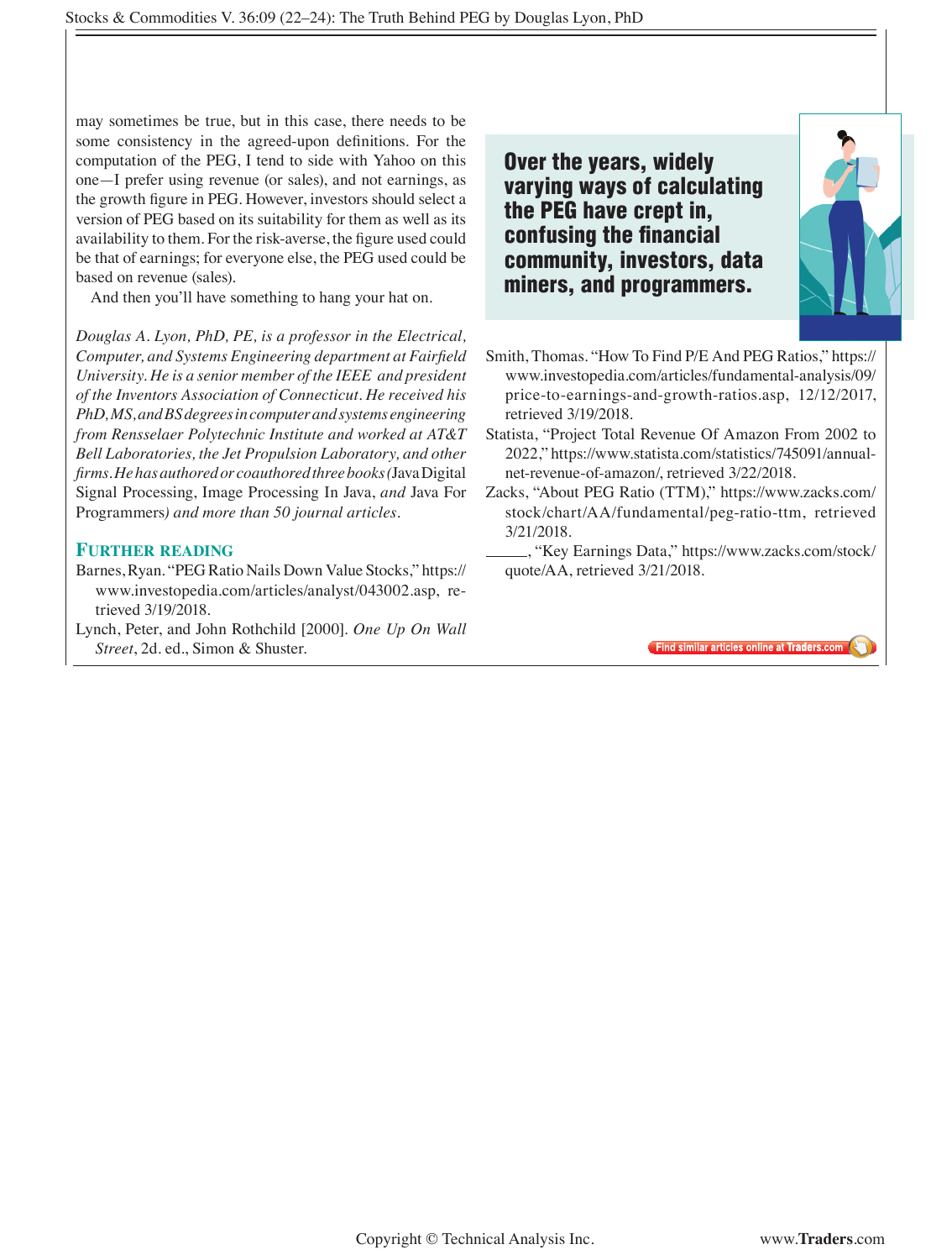may sometimes be true, but in this case, there needs to be some consistency in the agreed-upon definitions. For the computation of the PEG, I tend to side with Yahoo on this one—I prefer using revenue (or sales), and not earnings, as the growth figure in PEG. However, investors should select a version of PEG based on its suitability for them as well as its availability to them. For the risk-averse, the figure used could be that of earnings; for everyone else, the PEG used could be based on revenue (sales).

And then you'll have something to hang your hat on.

**Over the years, widely varying ways of calculating the PEG have crept in, confusing the financial community, investors, data miners, and programmers.**

*Douglas A. Lyon, PhD, PE, is a professor in the Electrical, Computer, and Systems Engineering department at Fairfield University. He is a senior member of the IEEE and president of the Inventors Association of Connecticut. He received his PhD, MS, and BS degrees in computer and systems engineering from Rensselaer Polytechnic Institute and worked at AT&T Bell Laboratories, the Jet Propulsion Laboratory, and other firms. He has authored or coauthored three books (*Java Digital Signal Processing, Image Processing In Java, *and* Java For Programmers*) and more than 50 journal articles.*

## Further reading

Barnes, Ryan. "PEG Ratio Nails Down Value Stocks," https://www.investopedia.com/articles/analyst/043002.asp, retrieved 3/19/2018.

Lynch, Peter, and John Rothchild [2000]. *One Up On Wall Street*, 2d. ed., Simon & Shuster.

Smith, Thomas. "How To Find P/E And PEG Ratios," https://www.investopedia.com/articles/fundamental-analysis/09/price-to-earnings-and-growth-ratios.asp, 12/12/2017, retrieved 3/19/2018.

Statista, "Project Total Revenue Of Amazon From 2002 to 2022," https://www.statista.com/statistics/745091/annual-net-revenue-of-amazon/, retrieved 3/22/2018.

Zacks, "About PEG Ratio (TTM)," https://www.zacks.com/stock/chart/AA/fundamental/peg-ratio-ttm, retrieved 3/21/2018.

\_\_\_\_\_, "Key Earnings Data," https://www.zacks.com/stock/quote/AA, retrieved 3/21/2018.

Find similar articles online at Traders.com